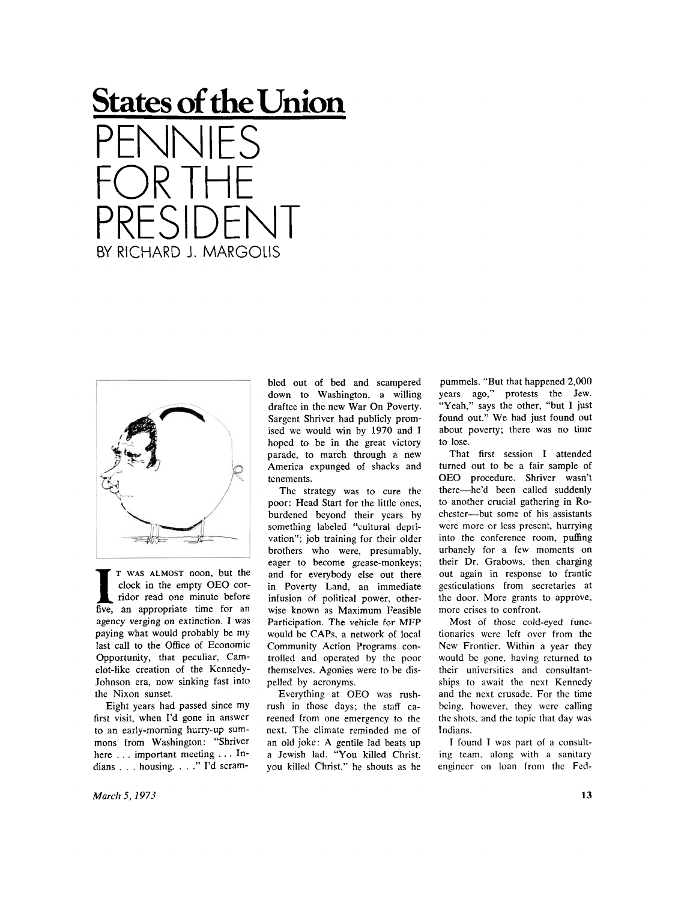## States of the Union

# PENNIES FOR THE PRESIDENT

BY RICHARD J. MARGOLIS

IT WAS ALMOST noon, but the clock in the empty OEO corridor read one minute before five, an appropriate time for an agency verging on extinction. I was paying what would probably be my last call to the Office of Economic Opportunity, that peculiar, Camelot-like creation of the Kennedy-Johnson era, now sinking fast into the Nixon sunset.

Eight years had passed since my first visit, when I'd gone in answer to an early-morning hurry-up summons from Washington: "Shriver here . . . important meeting . . . Indians . . . housing. . . ." I'd scrambled out of bed and scampered down to Washington, a willing draftee in the new War On Poverty. Sargent Shriver had publicly promised we would win by 1970 and I hoped to be in the great victory parade, to march through a new America expunged of shacks and tenements.

The strategy was to cure the poor: Head Start for the little ones, burdened beyond their years by something labeled "cultural deprivation"; job training for their older brothers who were, presumably, eager to become grease-monkeys; and for everybody else out there in Poverty Land, an immediate infusion of political power, otherwise known as Maximum Feasible Participation. The vehicle for MFP would be CAPs, a network of local Community Action Programs controlled and operated by the poor themselves. Agonies were to be dispelled by acronyms.

Everything at OEO was rush-rush in those days; the staff careened from one emergency to the next. The climate reminded me of an old joke: A gentile lad beats up a Jewish lad. "You killed Christ, you killed Christ," he shouts as he pummels. "But that happened 2,000 years ago," protests the Jew. "Yeah," says the other, "but I just found out." We had just found out about poverty; there was no time to lose.

That first session I attended turned out to be a fair sample of OEO procedure. Shriver wasn't there—he'd been called suddenly to another crucial gathering in Rochester—but some of his assistants were more or less present, hurrying into the conference room, puffing urbanely for a few moments on their Dr. Grabows, then charging out again in response to frantic gesticulations from secretaries at the door. More grants to approve, more crises to confront.

Most of those cold-eyed functionaries were left over from the New Frontier. Within a year they would be gone, having returned to their universities and consultantships to await the next Kennedy and the next crusade. For the time being, however, they were calling the shots, and the topic that day was Indians.

I found I was part of a consulting team, along with a sanitary engineer on loan from the Fed-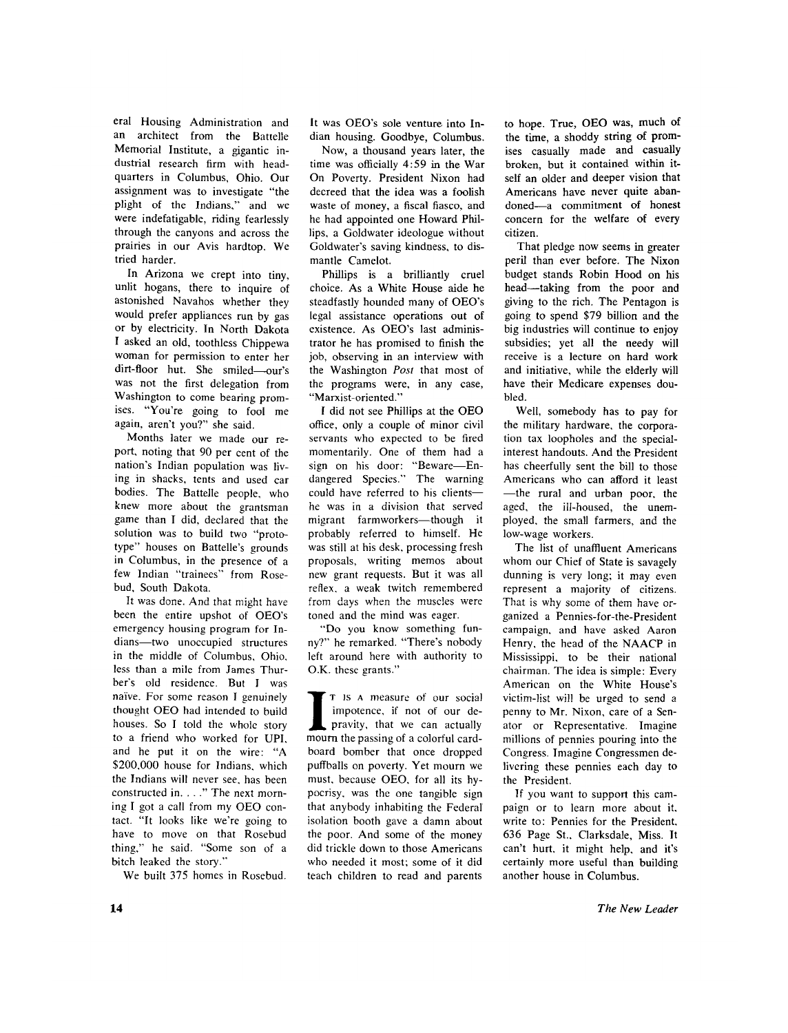eral Housing Administration and an architect from the Battelle Memorial Institute, a gigantic industrial research firm with headquarters in Columbus, Ohio. Our assignment was to investigate "the plight of the Indians," and we were indefatigable, riding fearlessly through the canyons and across the prairies in our Avis hardtop. We tried harder.

In Arizona we crept into tiny, unlit hogans, there to inquire of astonished Navahos whether they would prefer appliances run by gas or by electricity. In North Dakota I asked an old, toothless Chippewa woman for permission to enter her dirt-floor hut. She smiled—our's was not the first delegation from Washington to come bearing promises. "You're going to fool me again, aren't you?" she said.

Months later we made our report, noting that 90 per cent of the nation's Indian population was living in shacks, tents and used car bodies. The Battelle people, who knew more about the grantsman game than I did, declared that the solution was to build two "prototype" houses on Battelle's grounds in Columbus, in the presence of a few Indian "trainees" from Rosebud, South Dakota.

It was done. And that might have been the entire upshot of OEO's emergency housing program for Indians—two unoccupied structures in the middle of Columbus, Ohio, less than a mile from James Thurber's old residence. But I was naïve. For some reason I genuinely thought OEO had intended to build houses. So I told the whole story to a friend who worked for UPI, and he put it on the wire: "A $200,000 house for Indians, which the Indians will never see, has been constructed in. . . ." The next morning I got a call from my OEO contact. "It looks like we're going to have to move on that Rosebud thing," he said. "Some son of a bitch leaked the story."

We built 375 homes in Rosebud. It was OEO's sole venture into Indian housing. Goodbye, Columbus.

Now, a thousand years later, the time was officially 4:59 in the War On Poverty. President Nixon had decreed that the idea was a foolish waste of money, a fiscal fiasco, and he had appointed one Howard Phillips, a Goldwater ideologue without Goldwater's saving kindness, to dismantle Camelot.

Phillips is a brilliantly cruel choice. As a White House aide he steadfastly hounded many of OEO's legal assistance operations out of existence. As OEO's last administrator he has promised to finish the job, observing in an interview with the Washington *Post* that most of the programs were, in any case, "Marxist-oriented."

I did not see Phillips at the OEO office, only a couple of minor civil servants who expected to be fired momentarily. One of them had a sign on his door: "Beware—Endangered Species." The warning could have referred to his clients—he was in a division that served migrant farmworkers—though it probably referred to himself. He was still at his desk, processing fresh proposals, writing memos about new grant requests. But it was all reflex, a weak twitch remembered from days when the muscles were toned and the mind was eager.

"Do you know something funny?" he remarked. "There's nobody left around here with authority to O.K. these grants."

It is a measure of our social impotence, if not of our depravity, that we can actually mourn the passing of a colorful cardboard bomber that once dropped puffballs on poverty. Yet mourn we must, because OEO, for all its hypocrisy, was the one tangible sign that anybody inhabiting the Federal isolation booth gave a damn about the poor. And some of the money did trickle down to those Americans who needed it most; some of it did teach children to read and parents to hope. True, OEO was, much of the time, a shoddy string of promises casually made and casually broken, but it contained within itself an older and deeper vision that Americans have never quite abandoned—a commitment of honest concern for the welfare of every citizen.

That pledge now seems in greater peril than ever before. The Nixon budget stands Robin Hood on his head—taking from the poor and giving to the rich. The Pentagon is going to spend $79 billion and the big industries will continue to enjoy subsidies; yet all the needy will receive is a lecture on hard work and initiative, while the elderly will have their Medicare expenses doubled.

Well, somebody has to pay for the military hardware, the corporation tax loopholes and the special-interest handouts. And the President has cheerfully sent the bill to those Americans who can afford it least—the rural and urban poor, the aged, the ill-housed, the unemployed, the small farmers, and the low-wage workers.

The list of unaffluent Americans whom our Chief of State is savagely dunning is very long; it may even represent a majority of citizens. That is why some of them have organized a Pennies-for-the-President campaign, and have asked Aaron Henry, the head of the NAACP in Mississippi, to be their national chairman. The idea is simple: Every American on the White House's victim-list will be urged to send a penny to Mr. Nixon, care of a Senator or Representative. Imagine millions of pennies pouring into the Congress. Imagine Congressmen delivering these pennies each day to the President.

If you want to support this campaign or to learn more about it, write to: Pennies for the President, 636 Page St., Clarksdale, Miss. It can't hurt, it might help, and it's certainly more useful than building another house in Columbus.